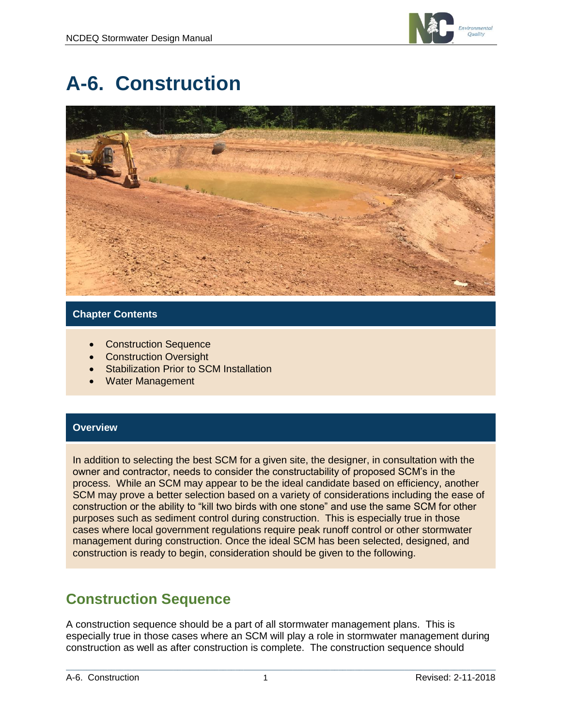# A-6. Construction

**Chapter Contents**

- Construction Sequence
- Construction Oversight
- Stabilization Prior to SCM Installation
- Water Management

**Overview**

In addition to selecting the best SCM for a given site, the designer, in consultation with the owner and contractor, needs to consider the constructability of proposed SCM's in the process. While an SCM may appear to be the ideal candidate based on efficiency, another SCM may prove a better selection based on a variety of considerations including the ease of construction or the ability to "kill two birds with one stone" and use the same SCM for other purposes such as sediment control during construction. This is especially true in those cases where local government regulations require peak runoff control or other stormwater management during construction. Once the ideal SCM has been selected, designed, and construction is ready to begin, consideration should be given to the following.

## Construction Sequence

A construction sequence should be a part of all stormwater management plans. This is especially true in those cases where an SCM will play a role in stormwater management during construction as well as after construction is complete. The construction sequence should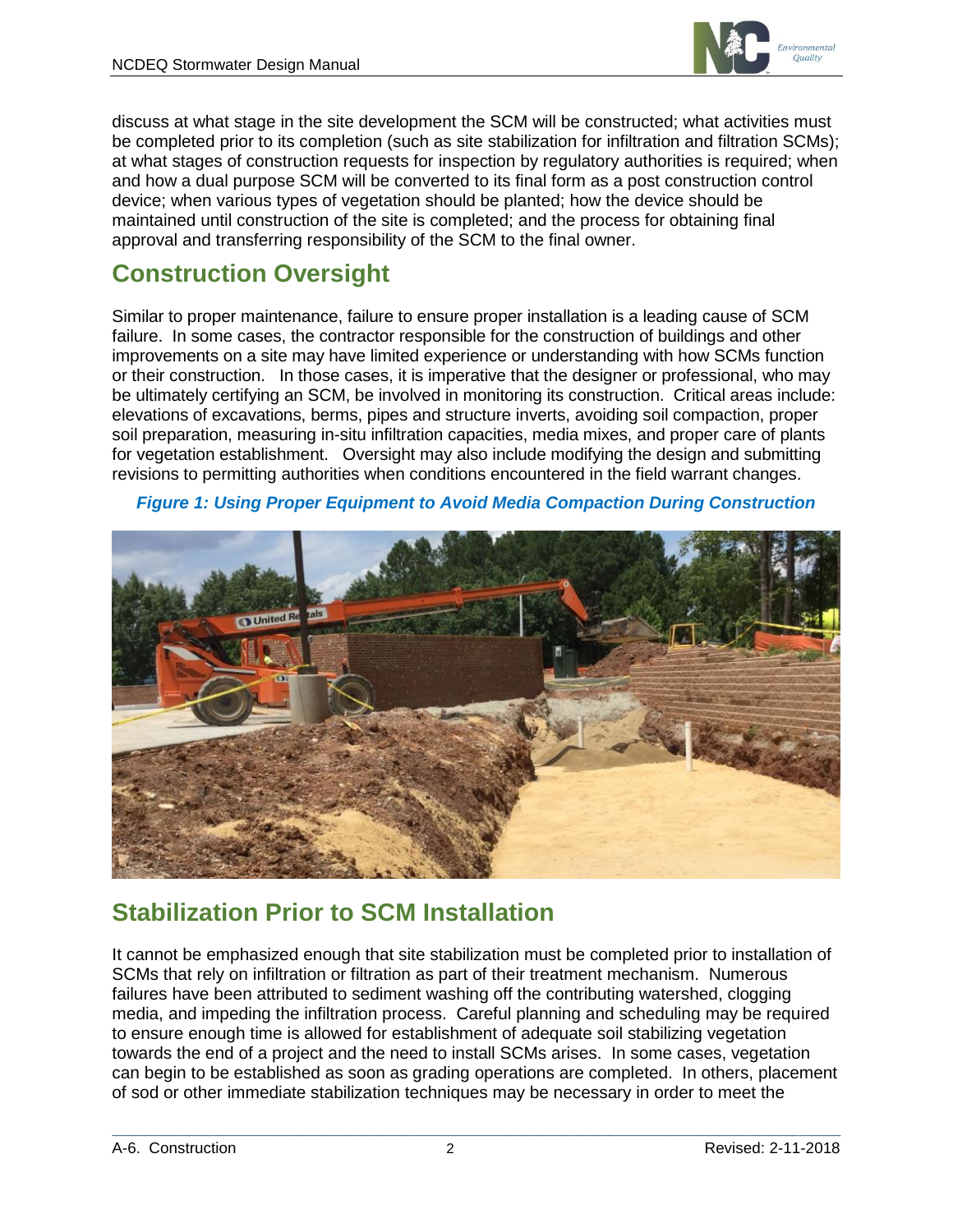discuss at what stage in the site development the SCM will be constructed; what activities must be completed prior to its completion (such as site stabilization for infiltration and filtration SCMs); at what stages of construction requests for inspection by regulatory authorities is required; when and how a dual purpose SCM will be converted to its final form as a post construction control device; when various types of vegetation should be planted; how the device should be maintained until construction of the site is completed; and the process for obtaining final approval and transferring responsibility of the SCM to the final owner.

## Construction Oversight

Similar to proper maintenance, failure to ensure proper installation is a leading cause of SCM failure. In some cases, the contractor responsible for the construction of buildings and other improvements on a site may have limited experience or understanding with how SCMs function or their construction. In those cases, it is imperative that the designer or professional, who may be ultimately certifying an SCM, be involved in monitoring its construction. Critical areas include: elevations of excavations, berms, pipes and structure inverts, avoiding soil compaction, proper soil preparation, measuring in-situ infiltration capacities, media mixes, and proper care of plants for vegetation establishment. Oversight may also include modifying the design and submitting revisions to permitting authorities when conditions encountered in the field warrant changes.

***Figure 1: Using Proper Equipment to Avoid Media Compaction During Construction***

## Stabilization Prior to SCM Installation

It cannot be emphasized enough that site stabilization must be completed prior to installation of SCMs that rely on infiltration or filtration as part of their treatment mechanism. Numerous failures have been attributed to sediment washing off the contributing watershed, clogging media, and impeding the infiltration process. Careful planning and scheduling may be required to ensure enough time is allowed for establishment of adequate soil stabilizing vegetation towards the end of a project and the need to install SCMs arises. In some cases, vegetation can begin to be established as soon as grading operations are completed. In others, placement of sod or other immediate stabilization techniques may be necessary in order to meet the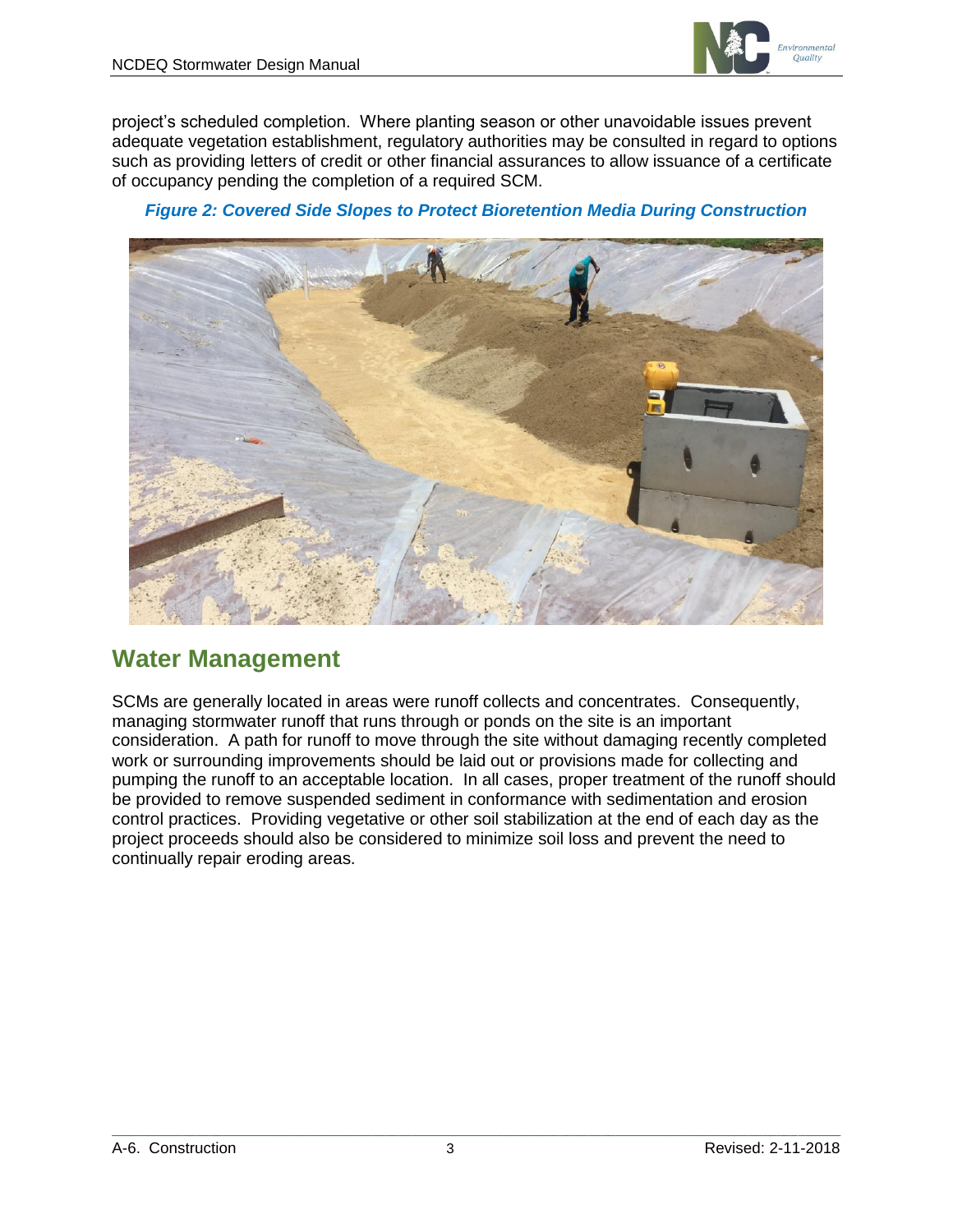project's scheduled completion. Where planting season or other unavoidable issues prevent adequate vegetation establishment, regulatory authorities may be consulted in regard to options such as providing letters of credit or other financial assurances to allow issuance of a certificate of occupancy pending the completion of a required SCM.

***Figure 2: Covered Side Slopes to Protect Bioretention Media During Construction***

## Water Management

SCMs are generally located in areas were runoff collects and concentrates. Consequently, managing stormwater runoff that runs through or ponds on the site is an important consideration. A path for runoff to move through the site without damaging recently completed work or surrounding improvements should be laid out or provisions made for collecting and pumping the runoff to an acceptable location. In all cases, proper treatment of the runoff should be provided to remove suspended sediment in conformance with sedimentation and erosion control practices. Providing vegetative or other soil stabilization at the end of each day as the project proceeds should also be considered to minimize soil loss and prevent the need to continually repair eroding areas.